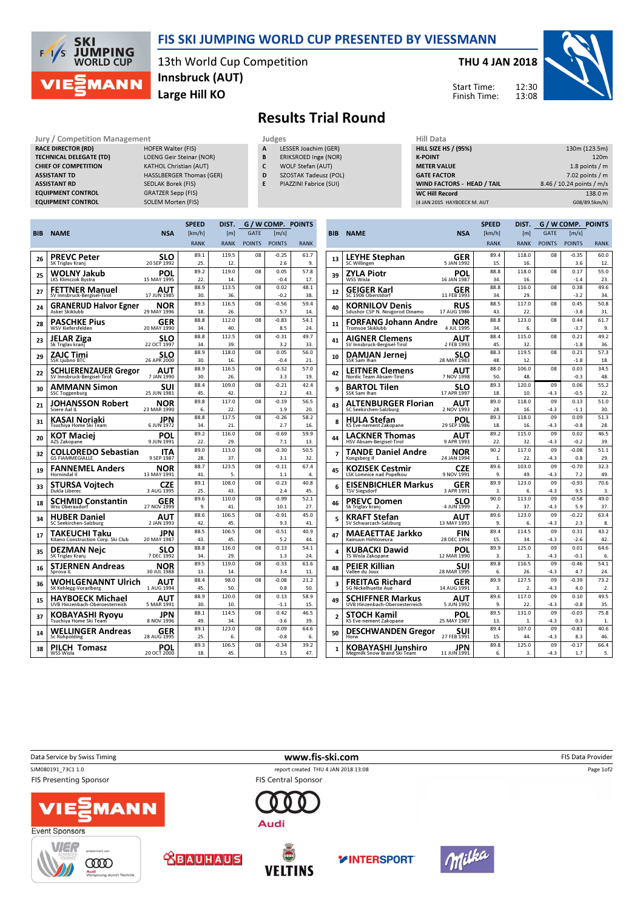# FIS SKI JUMPING WORLD CUP PRESENTED BY VIESSMANN

13th World Cup Competition
Innsbruck (AUT)
Large Hill KO

THU 4 JAN 2018

Start Time: 12:30
Finish Time: 13:08

## Results Trial Round

| Jury / Competition Management | |
|---|---|
| RACE DIRECTOR (RD) | HOFER Walter (FIS) |
| TECHNICAL DELEGATE (TD) | LOENG Geir Steinar (NOR) |
| CHIEF OF COMPETITION | KATHOL Christian (AUT) |
| ASSISTANT TD | HASSLBERGER Thomas (GER) |
| ASSISTANT RD | SEDLAK Borek (FIS) |
| EQUIPMENT CONTROL | GRATZER Sepp (FIS) |
| EQUIPMENT CONTROL | SOLEM Morten (FIS) |

| Judges | |
|---|---|
| A | LESSER Joachim (GER) |
| B | ERIKSROED Inge (NOR) |
| C | WOLF Stefan (AUT) |
| D | SZOSTAK Tadeusz (POL) |
| E | PIAZZINI Fabrice (SUI) |

| Hill Data | |
|---|---|
| HILL SIZE HS / (95%) | 130m (123.5m) |
| K-POINT | 120m |
| METER VALUE | 1.8 points / m |
| GATE FACTOR | 7.02 points / m |
| WIND FACTORS - HEAD / TAIL | 8.46 / 10.24 points / m/s |
| WC Hill Record | 138.0 m |
| (4 JAN 2015 HAYBOECK M. AUT | G08/89.5km/h) |

| BIB | NAME | NSA | SPEED [km/h] | DIST. [m] | G / W COMP. GATE | G / W COMP. [m/s] | POINTS |
|---|---|---|---|---|---|---|---|
| | Club | Date of birth | RANK | RANK | POINTS | POINTS | RANK |
| 26 | PREVC Peter | SLO | 89.1 | 119.5 | 08 | -0.25 | 61.7 |
| | SK Triglav Kranj | 20 SEP 1992 | 25. | 12. | | 2.6 | 9. |
| 25 | WOLNY Jakub | POL | 89.2 | 119.0 | 08 | 0.05 | 57.8 |
| | LKS Klimczok Bystra | 15 MAY 1995 | 22. | 14. | | -0.4 | 17. |
| 27 | FETTNER Manuel | AUT | 88.9 | 113.5 | 08 | 0.02 | 48.1 |
| | SV Innsbruck-Bergisel-Tirol | 17 JUN 1985 | 30. | 36. | | -0.2 | 38. |
| 24 | GRANERUD Halvor Egner | NOR | 89.3 | 116.5 | 08 | -0.56 | 59.4 |
| | Asker Skiklubb | 29 MAY 1996 | 18. | 26. | | 5.7 | 14. |
| 28 | PASCHKE Pius | GER | 88.8 | 112.0 | 08 | -0.83 | 54.1 |
| | WSV Kiefersfelden | 20 MAY 1990 | 34. | 40. | | 8.5 | 24. |
| 23 | JELAR Ziga | SLO | 88.8 | 112.5 | 08 | -0.31 | 49.7 |
| | Sk Triglav kranj | 22 OCT 1997 | 34. | 39. | | 3.2 | 33. |
| 29 | ZAJC Timi | SLO | 88.9 | 118.0 | 08 | 0.05 | 56.0 |
| | SSK Ljubno BTC | 26 APR 2000 | 30. | 16. | | -0.4 | 21. |
| 22 | SCHLIERENZAUER Gregor | AUT | 88.9 | 116.5 | 08 | -0.32 | 57.0 |
| | SV Innsbruck-Bergisel-Tirol | 7 JAN 1990 | 30. | 26. | | 3.3 | 19. |
| 30 | AMMANN Simon | SUI | 88.4 | 109.0 | 08 | -0.21 | 42.4 |
| | SSC Toggenburg | 25 JUN 1981 | 45. | 42. | | 2.2 | 43. |
| 21 | JOHANSSON Robert | NOR | 89.8 | 117.0 | 08 | -0.19 | 56.5 |
| | Soere Aal IL | 23 MAR 1990 | 6. | 22. | | 1.9 | 20. |
| 31 | KASAI Noriaki | JPN | 88.8 | 117.5 | 08 | -0.26 | 58.2 |
| | Tsuchiya Home Ski Team | 6 JUN 1972 | 34. | 21. | | 2.7 | 16. |
| 20 | KOT Maciej | POL | 89.2 | 116.0 | 08 | -0.69 | 59.9 |
| | AZS Zakopane | 9 JUN 1991 | 22. | 29. | | 7.1 | 13. |
| 32 | COLLOREDO Sebastian | ITA | 89.0 | 113.0 | 08 | -0.30 | 50.5 |
| | GS FIAMMEGIALLE | 9 SEP 1987 | 28. | 37. | | 3.1 | 32. |
| 19 | FANNEMEL Anders | NOR | 88.7 | 123.5 | 08 | -0.11 | 67.4 |
| | Hornindal Il | 13 MAY 1991 | 41. | 5. | | 1.1 | 4. |
| 33 | STURSA Vojtech | CZE | 89.1 | 108.0 | 08 | -0.23 | 40.8 |
| | Dukla Liberec | 3 AUG 1995 | 25. | 43. | | 2.4 | 45. |
| 18 | SCHMID Constantin | GER | 89.6 | 110.0 | 08 | -0.99 | 52.1 |
| | Wsv Oberaudorf | 27 NOV 1999 | 9. | 41. | | 10.1 | 27. |
| 34 | HUBER Daniel | AUT | 88.6 | 106.5 | 08 | -0.91 | 45.0 |
| | SC Seekirchen-Salzburg | 2 JAN 1993 | 42. | 45. | | 9.3 | 41. |
| 17 | TAKEUCHI Taku | JPN | 88.5 | 106.5 | 08 | -0.51 | 40.9 |
| | Kitano Construction Corp. Ski Club | 20 MAY 1987 | 43. | 45. | | 5.2 | 44. |
| 35 | DEZMAN Nejc | SLO | 88.8 | 116.0 | 08 | -0.13 | 54.1 |
| | SK Triglav Kranj | 7 DEC 1992 | 34. | 29. | | 1.3 | 24. |
| 16 | STJERNEN Andreas | NOR | 89.5 | 119.0 | 08 | -0.33 | 61.6 |
| | Sprova IL | 30 JUL 1988 | 13. | 14. | | 3.4 | 11. |
| 36 | WOHLGENANNT Ulrich | AUT | 88.4 | 98.0 | 08 | -0.08 | 21.2 |
| | SK Kehlegg-Vorarlberg | 1 AUG 1994 | 45. | 50. | | 0.8 | 50. |
| 15 | HAYBOECK Michael | AUT | 88.9 | 120.0 | 08 | 0.13 | 58.9 |
| | UVB Hinzenbach-Oberoesterreich | 5 MAR 1991 | 30. | 10. | | -1.1 | 15. |
| 37 | KOBAYASHI Ryoyu | JPN | 88.1 | 114.5 | 08 | 0.42 | 46.5 |
| | Tsuchiya Home Ski Team | 8 NOV 1996 | 49. | 34. | | -3.6 | 39. |
| 14 | WELLINGER Andreas | GER | 89.1 | 123.0 | 08 | 0.09 | 64.6 |
| | Sc Ruhpolding | 28 AUG 1995 | 25. | 6. | | -0.8 | 6. |
| 38 | PILCH Tomasz | POL | 89.3 | 106.5 | 08 | -0.34 | 39.2 |
| | WSS Wisla | 20 OCT 2000 | 18. | 45. | | 3.5 | 47. |
| 13 | LEYHE Stephan | GER | 89.4 | 118.0 | 08 | -0.35 | 60.0 |
| | SC Willingen | 5 JAN 1992 | 15. | 16. | | 3.6 | 12. |
| 39 | ZYLA Piotr | POL | 88.8 | 118.0 | 08 | 0.17 | 55.0 |
| | WSS Wisla | 16 JAN 1987 | 34. | 16. | | -1.4 | 23. |
| 12 | GEIGER Karl | GER | 88.8 | 116.0 | 08 | 0.38 | 49.6 |
| | SC 1906 Oberstdorf | 11 FEB 1993 | 34. | 29. | | -3.2 | 34. |
| 40 | KORNILOV Denis | RUS | 88.5 | 117.0 | 08 | 0.45 | 50.8 |
| | Sdushor CSP N. Novgorod Dinamo | 17 AUG 1986 | 43. | 22. | | -3.8 | 31. |
| 11 | FORFANG Johann Andre | NOR | 88.8 | 123.0 | 08 | 0.44 | 61.7 |
| | Tromsoe Skiklubb | 4 JUL 1995 | 34. | 6. | | -3.7 | 9. |
| 41 | AIGNER Clemens | AUT | 88.4 | 115.0 | 08 | 0.21 | 49.2 |
| | SV Innsbruck-Bergisel-Tirol | 2 FEB 1993 | 45. | 32. | | -1.8 | 36. |
| 10 | DAMJAN Jernej | SLO | 88.3 | 119.5 | 08 | 0.21 | 57.3 |
| | SSK Sam Ihan | 28 MAY 1983 | 48. | 12. | | -1.8 | 18. |
| 42 | LEITNER Clemens | AUT | 88.0 | 106.0 | 08 | 0.03 | 34.5 |
| | Nordic Team Absam-Tirol | 7 NOV 1998 | 50. | 48. | | -0.3 | 48. |
| 9 | BARTOL Tilen | SLO | 89.3 | 120.0 | 09 | 0.06 | 55.2 |
| | SSK Sam Ihan | 17 APR 1997 | 18. | 10. | -4.3 | -0.5 | 22. |
| 43 | ALTENBURGER Florian | AUT | 89.0 | 118.0 | 09 | 0.13 | 51.0 |
| | SC Seekirchen-Salzburg | 2 NOV 1993 | 28. | 16. | -4.3 | -1.1 | 30. |
| 8 | HULA Stefan | POL | 89.3 | 118.0 | 09 | 0.09 | 51.3 |
| | KS Eve-nement Zakopane | 29 SEP 1986 | 18. | 16. | -4.3 | -0.8 | 28. |
| 44 | LACKNER Thomas | AUT | 89.2 | 115.0 | 09 | 0.02 | 46.5 |
| | HSV Absam-Bergisel-Tirol | 9 APR 1993 | 22. | 32. | -4.3 | -0.2 | 39. |
| 7 | TANDE Daniel Andre | NOR | 90.2 | 117.0 | 09 | -0.08 | 51.1 |
| | Kongsberg If | 24 JAN 1994 | 1. | 22. | -4.3 | 0.8 | 29. |
| 45 | KOZISEK Cestmir | CZE | 89.6 | 103.0 | 09 | -0.70 | 32.3 |
| | LSK Lomnice nad Popelkou | 9 NOV 1991 | 9. | 49. | -4.3 | 7.2 | 49. |
| 6 | EISENBICHLER Markus | GER | 89.9 | 123.0 | 09 | -0.93 | 70.6 |
| | TSV Siegsdorf | 3 APR 1991 | 3. | 6. | -4.3 | 9.5 | 3. |
| 46 | PREVC Domen | SLO | 90.0 | 113.0 | 09 | -0.58 | 49.0 |
| | Sk Triglav kranj | 4 JUN 1999 | 2. | 37. | -4.3 | 5.9 | 37. |
| 5 | KRAFT Stefan | AUT | 89.6 | 123.0 | 09 | -0.22 | 63.4 |
| | SV Schwarzach-Salzburg | 13 MAY 1993 | 9. | 6. | -4.3 | 2.3 | 8. |
| 47 | MAEAETTAE Jarkko | FIN | 89.4 | 114.5 | 09 | 0.31 | 43.2 |
| | Kainuun Hiihtoseura | 28 DEC 1994 | 15. | 34. | -4.3 | -2.6 | 42. |
| 4 | KUBACKI Dawid | POL | 89.9 | 125.0 | 09 | 0.01 | 64.6 |
| | TS Wisla Zakopane | 12 MAR 1990 | 3. | 3. | -4.3 | -0.1 | 6. |
| 48 | PEIER Killian | SUI | 89.8 | 116.5 | 09 | -0.46 | 54.1 |
| | Vallee du Joux | 28 MAR 1995 | 6. | 26. | -4.3 | 4.7 | 24. |
| 3 | FREITAG Richard | GER | 89.9 | 127.5 | 09 | -0.39 | 73.2 |
| | SG Nickelhuette Aue | 14 AUG 1991 | 3. | 2. | -4.3 | 4.0 | 2. |
| 49 | SCHIFFNER Markus | AUT | 89.6 | 117.0 | 09 | 0.10 | 49.5 |
| | UVB Hinzenbach-Oberoesterreich | 5 JUN 1992 | 9. | 22. | -4.3 | -0.8 | 35. |
| 2 | STOCH Kamil | POL | 89.5 | 131.0 | 09 | -0.03 | 75.8 |
| | KS Eve-nement Zakopane | 25 MAY 1987 | 13. | 1. | -4.3 | 0.3 | 1. |
| 50 | DESCHWANDEN Gregor | SUI | 89.4 | 107.0 | 09 | -0.81 | 40.6 |
| | Horw | 27 FEB 1991 | 15. | 44. | -4.3 | 8.3 | 46. |
| 1 | KOBAYASHI Junshiro | JPN | 89.8 | 125.0 | 09 | -0.17 | 66.4 |
| | Megmilk Snow Brand Ski Team | 11 JUN 1991 | 6. | 3. | -4.3 | 1.7 | 5. |

Data Service by Swiss Timing — www.fis-ski.com — FIS Data Provider

SJM080191_73C1 1.0 — report created THU 4 JAN 2018 13:08

FIS Presenting Sponsor: VIESSMANN — FIS Central Sponsor: Audi

Event Sponsors: BAUHAUS, VELTINS, INTERSPORT, Milka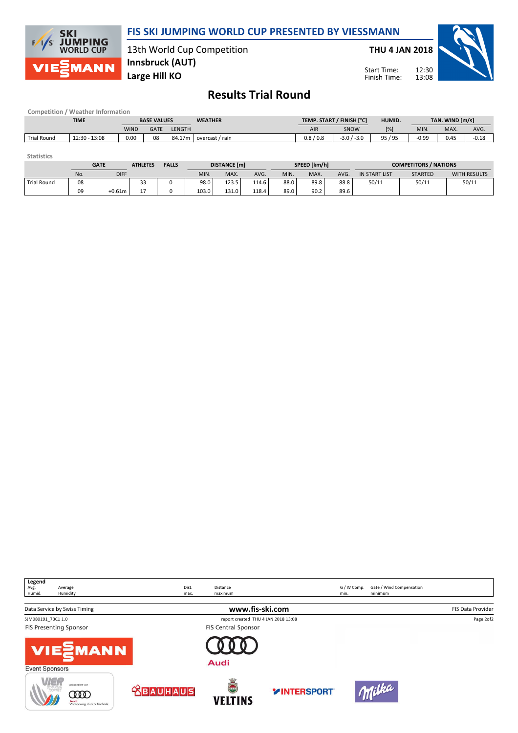# FIS SKI JUMPING WORLD CUP PRESENTED BY VIESSMANN

13th World Cup Competition
**Innsbruck (AUT)**
**Large Hill KO**

**THU 4 JAN 2018**

Start Time: 12:30
Finish Time: 13:08

## Results Trial Round

Competition / Weather Information

| TIME | | BASE VALUES | | | WEATHER | TEMP. START / FINISH [°C] | | HUMID. | TAN. WIND [m/s] | | |
|---|---|---|---|---|---|---|---|---|---|---|---|
| | | WIND | GATE | LENGTH | | AIR | SNOW | [%] | MIN. | MAX. | AVG. |
| Trial Round | 12:30 - 13:08 | 0.00 | 08 | 84.17m | overcast / rain | 0.8 / 0.8 | -3.0 / -3.0 | 95 / 95 | -0.99 | 0.45 | -0.18 |

Statistics

| | GATE | | ATHLETES | FALLS | DISTANCE [m] | | | SPEED [km/h] | | | COMPETITORS / NATIONS | | |
|---|---|---|---|---|---|---|---|---|---|---|---|---|---|
| | No. | DIFF | | | MIN. | MAX. | AVG. | MIN. | MAX. | AVG. | IN START LIST | STARTED | WITH RESULTS |
| Trial Round | 08 | | 33 | 0 | 98.0 | 123.5 | 114.6 | 88.0 | 89.8 | 88.8 | 50/11 | 50/11 | 50/11 |
| | 09 | +0.61m | 17 | 0 | 103.0 | 131.0 | 118.4 | 89.0 | 90.2 | 89.6 | | | |

**Legend**

| | | | | | | | |
|---|---|---|---|---|---|---|---|
| Avg. | Average | Dist. | Distance | G / W Comp. | Gate / Wind Compensation | | |
| Humid. | Humidity | max. | maximum | min. | minimum | | |

Data Service by Swiss Timing — www.fis-ski.com — FIS Data Provider

SJM080191_73C1 1.0 — report created THU 4 JAN 2018 13:08

FIS Presenting Sponsor: VIESSMANN

FIS Central Sponsor: Audi

Event Sponsors: Vierschanzentournee präsentiert von Audi — Vorsprung durch Technik, BAUHAUS, VELTINS, INTERSPORT, Milka